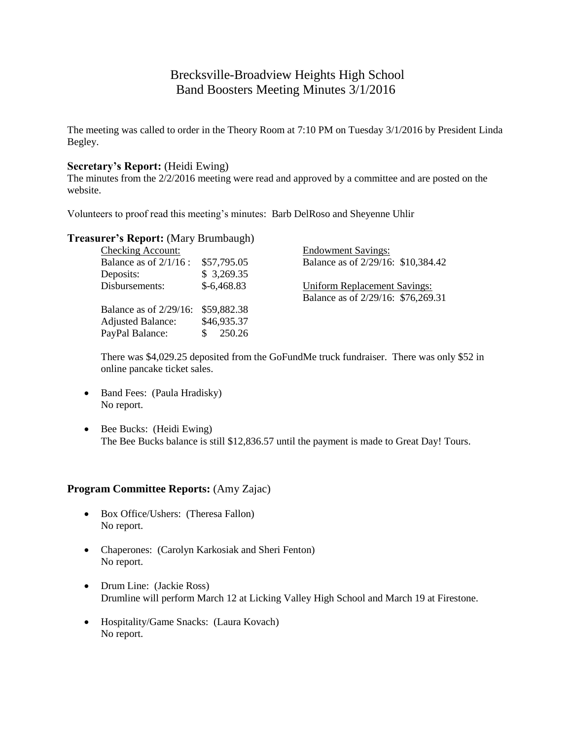# Brecksville-Broadview Heights High School
# Band Boosters Meeting Minutes 3/1/2016

The meeting was called to order in the Theory Room at 7:10 PM on Tuesday 3/1/2016 by President Linda Begley.

### Secretary's Report: (Heidi Ewing)

The minutes from the 2/2/2016 meeting were read and approved by a committee and are posted on the website.

Volunteers to proof read this meeting's minutes: Barb DelRoso and Sheyenne Uhlir

### Treasurer's Report: (Mary Brumbaugh)

<u>Checking Account:</u>

| | |
|---|---|
| Balance as of 2/1/16 : | $57,795.05 |
| Deposits: | $ 3,269.35 |
| Disbursements: | $-6,468.83 |
| Balance as of 2/29/16: | $59,882.38 |
| Adjusted Balance: | $46,935.37 |
| PayPal Balance: | $ 250.26 |

<u>Endowment Savings:</u>
Balance as of 2/29/16: $10,384.42

<u>Uniform Replacement Savings:</u>
Balance as of 2/29/16: $76,269.31

There was $4,029.25 deposited from the GoFundMe truck fundraiser. There was only $52 in online pancake ticket sales.

- Band Fees: (Paula Hradisky)
  No report.

- Bee Bucks: (Heidi Ewing)
  The Bee Bucks balance is still $12,836.57 until the payment is made to Great Day! Tours.

### Program Committee Reports: (Amy Zajac)

- Box Office/Ushers: (Theresa Fallon)
  No report.

- Chaperones: (Carolyn Karkosiak and Sheri Fenton)
  No report.

- Drum Line: (Jackie Ross)
  Drumline will perform March 12 at Licking Valley High School and March 19 at Firestone.

- Hospitality/Game Snacks: (Laura Kovach)
  No report.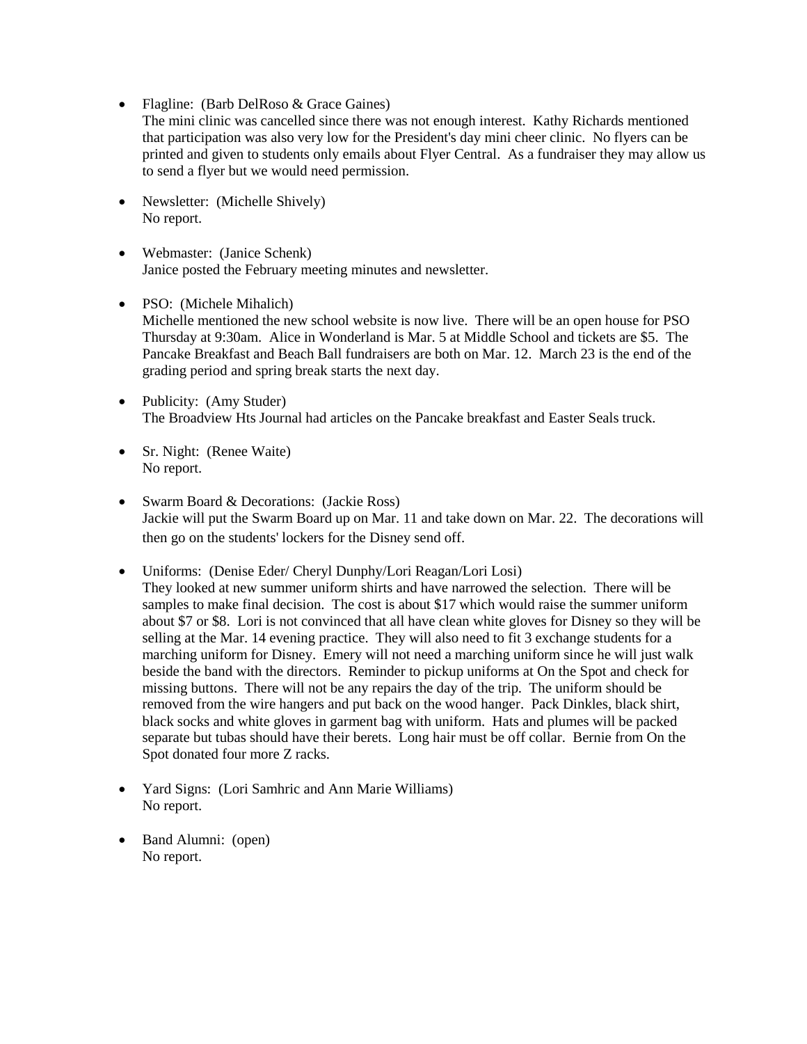- Flagline: (Barb DelRoso & Grace Gaines)
  The mini clinic was cancelled since there was not enough interest. Kathy Richards mentioned that participation was also very low for the President's day mini cheer clinic. No flyers can be printed and given to students only emails about Flyer Central. As a fundraiser they may allow us to send a flyer but we would need permission.

- Newsletter: (Michelle Shively)
  No report.

- Webmaster: (Janice Schenk)
  Janice posted the February meeting minutes and newsletter.

- PSO: (Michele Mihalich)
  Michelle mentioned the new school website is now live. There will be an open house for PSO Thursday at 9:30am. Alice in Wonderland is Mar. 5 at Middle School and tickets are $5. The Pancake Breakfast and Beach Ball fundraisers are both on Mar. 12. March 23 is the end of the grading period and spring break starts the next day.

- Publicity: (Amy Studer)
  The Broadview Hts Journal had articles on the Pancake breakfast and Easter Seals truck.

- Sr. Night: (Renee Waite)
  No report.

- Swarm Board & Decorations: (Jackie Ross)
  Jackie will put the Swarm Board up on Mar. 11 and take down on Mar. 22. The decorations will then go on the students' lockers for the Disney send off.

- Uniforms: (Denise Eder/ Cheryl Dunphy/Lori Reagan/Lori Losi)
  They looked at new summer uniform shirts and have narrowed the selection. There will be samples to make final decision. The cost is about $17 which would raise the summer uniform about $7 or $8. Lori is not convinced that all have clean white gloves for Disney so they will be selling at the Mar. 14 evening practice. They will also need to fit 3 exchange students for a marching uniform for Disney. Emery will not need a marching uniform since he will just walk beside the band with the directors. Reminder to pickup uniforms at On the Spot and check for missing buttons. There will not be any repairs the day of the trip. The uniform should be removed from the wire hangers and put back on the wood hanger. Pack Dinkles, black shirt, black socks and white gloves in garment bag with uniform. Hats and plumes will be packed separate but tubas should have their berets. Long hair must be off collar. Bernie from On the Spot donated four more Z racks.

- Yard Signs: (Lori Samhric and Ann Marie Williams)
  No report.

- Band Alumni: (open)
  No report.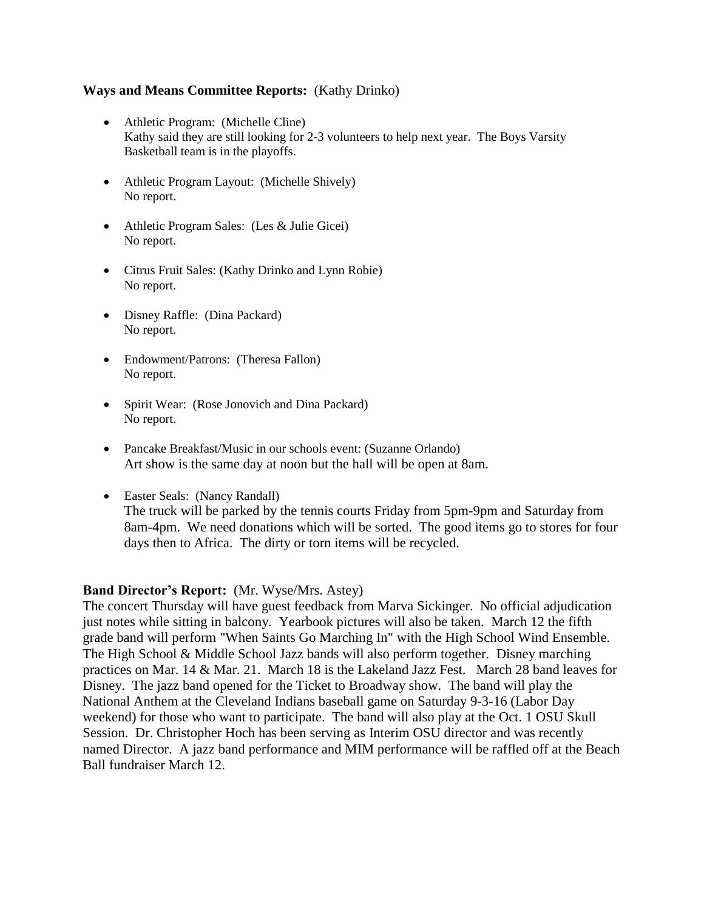**Ways and Means Committee Reports:** (Kathy Drinko)

- Athletic Program: (Michelle Cline)
  Kathy said they are still looking for 2-3 volunteers to help next year. The Boys Varsity Basketball team is in the playoffs.

- Athletic Program Layout: (Michelle Shively)
  No report.

- Athletic Program Sales: (Les & Julie Gicei)
  No report.

- Citrus Fruit Sales: (Kathy Drinko and Lynn Robie)
  No report.

- Disney Raffle: (Dina Packard)
  No report.

- Endowment/Patrons: (Theresa Fallon)
  No report.

- Spirit Wear: (Rose Jonovich and Dina Packard)
  No report.

- Pancake Breakfast/Music in our schools event: (Suzanne Orlando)
  Art show is the same day at noon but the hall will be open at 8am.

- Easter Seals: (Nancy Randall)
  The truck will be parked by the tennis courts Friday from 5pm-9pm and Saturday from 8am-4pm. We need donations which will be sorted. The good items go to stores for four days then to Africa. The dirty or torn items will be recycled.

**Band Director's Report:** (Mr. Wyse/Mrs. Astey)
The concert Thursday will have guest feedback from Marva Sickinger. No official adjudication just notes while sitting in balcony. Yearbook pictures will also be taken. March 12 the fifth grade band will perform "When Saints Go Marching In" with the High School Wind Ensemble. The High School & Middle School Jazz bands will also perform together. Disney marching practices on Mar. 14 & Mar. 21. March 18 is the Lakeland Jazz Fest. March 28 band leaves for Disney. The jazz band opened for the Ticket to Broadway show. The band will play the National Anthem at the Cleveland Indians baseball game on Saturday 9-3-16 (Labor Day weekend) for those who want to participate. The band will also play at the Oct. 1 OSU Skull Session. Dr. Christopher Hoch has been serving as Interim OSU director and was recently named Director. A jazz band performance and MIM performance will be raffled off at the Beach Ball fundraiser March 12.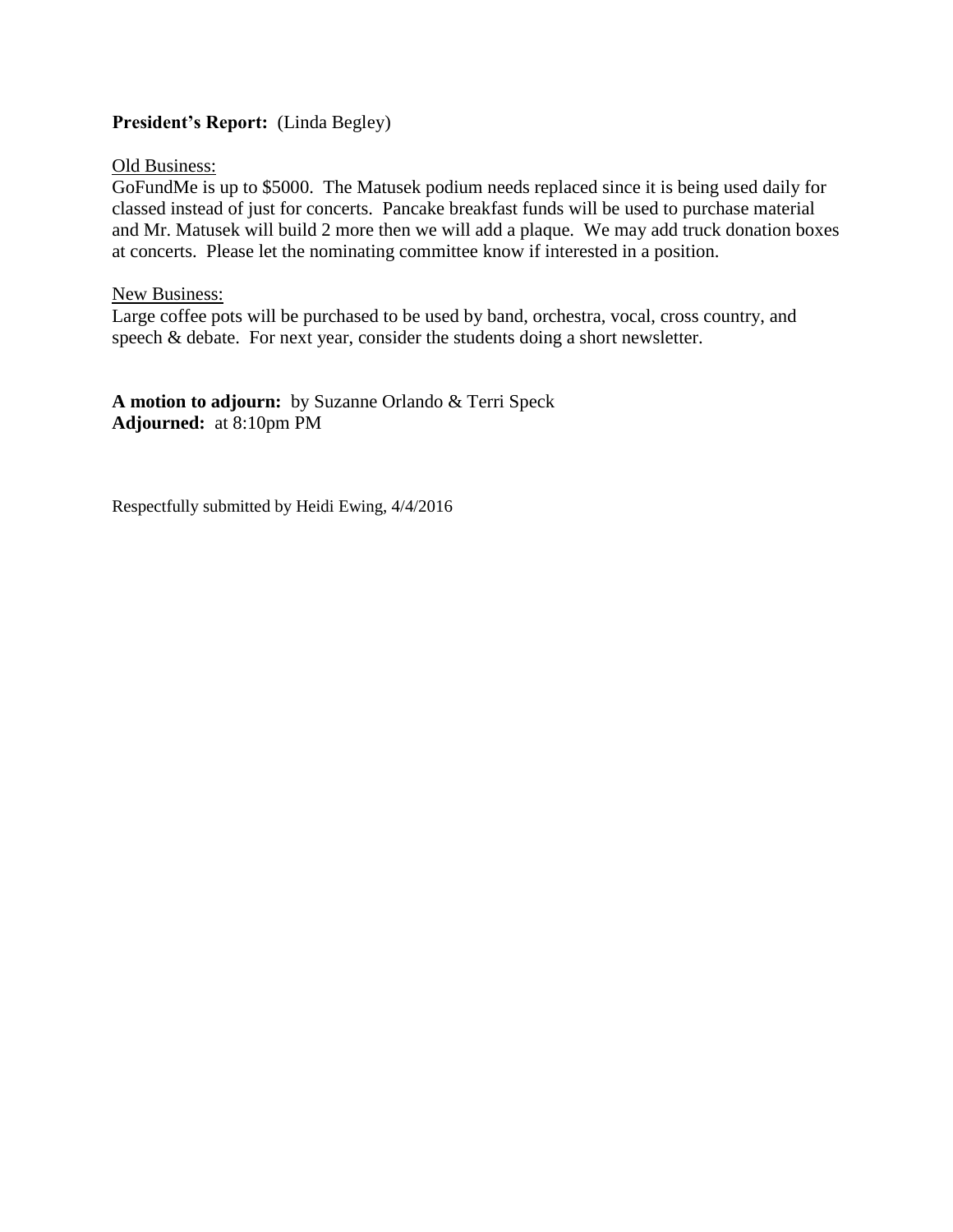**President's Report:** (Linda Begley)

Old Business:
GoFundMe is up to $5000. The Matusek podium needs replaced since it is being used daily for classed instead of just for concerts. Pancake breakfast funds will be used to purchase material and Mr. Matusek will build 2 more then we will add a plaque. We may add truck donation boxes at concerts. Please let the nominating committee know if interested in a position.

New Business:
Large coffee pots will be purchased to be used by band, orchestra, vocal, cross country, and speech & debate. For next year, consider the students doing a short newsletter.

**A motion to adjourn:** by Suzanne Orlando & Terri Speck
**Adjourned:** at 8:10pm PM

Respectfully submitted by Heidi Ewing, 4/4/2016